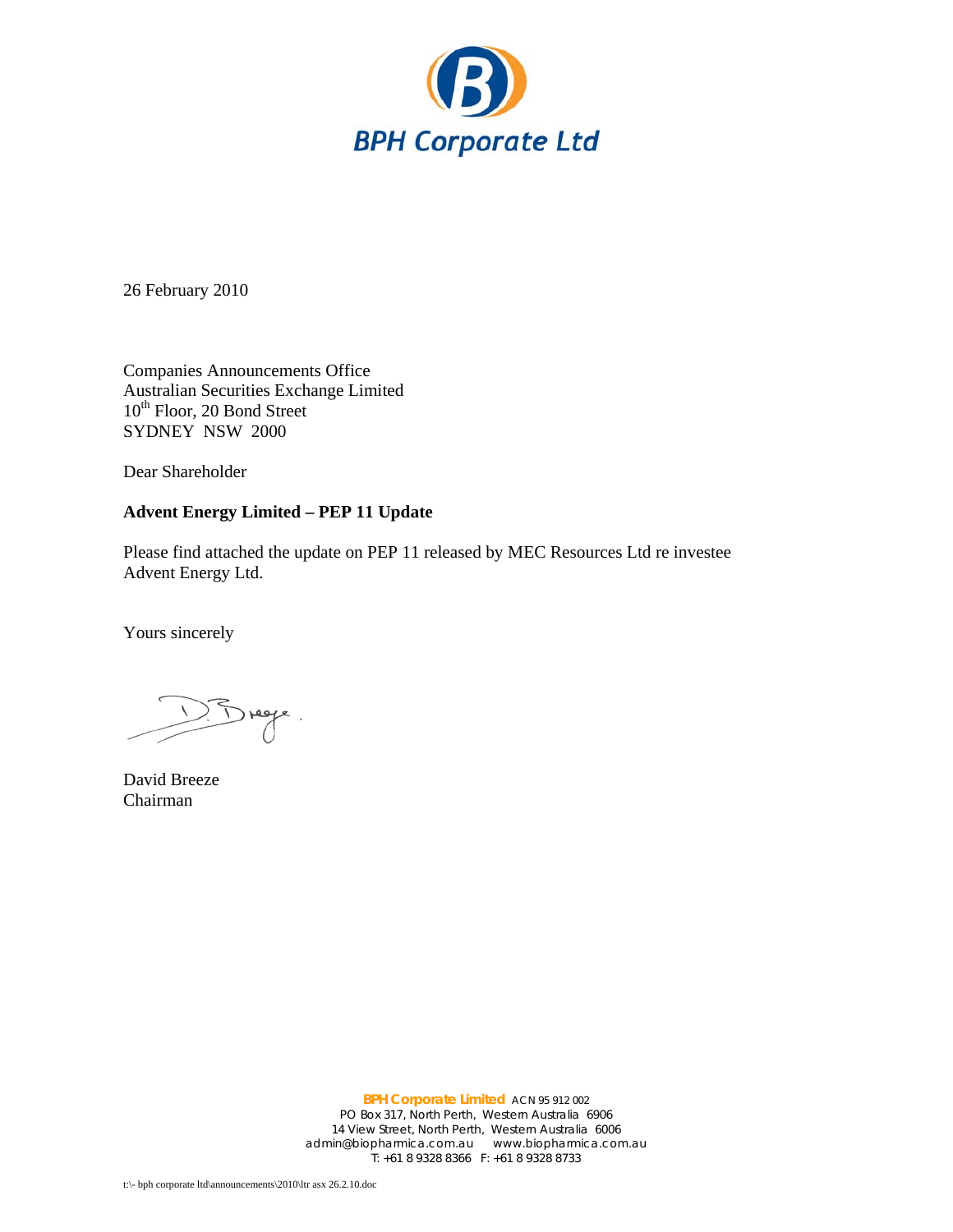BPH Corporate Ltd

26 February 2010

Companies Announcements Office
Australian Securities Exchange Limited
10th Floor, 20 Bond Street
SYDNEY NSW 2000

Dear Shareholder

**Advent Energy Limited – PEP 11 Update**

Please find attached the update on PEP 11 released by MEC Resources Ltd re investee Advent Energy Ltd.

Yours sincerely

David Breeze
Chairman

**BPH Corporate Limited** ACN 95 912 002
PO Box 317, North Perth, Western Australia 6906
14 View Street, North Perth, Western Australia 6006
admin@biopharmica.com.au www.biopharmica.com.au
T: +61 8 9328 8366 F: +61 8 9328 8733

t:\- bph corporate ltd\announcements\2010\ltr asx 26.2.10.doc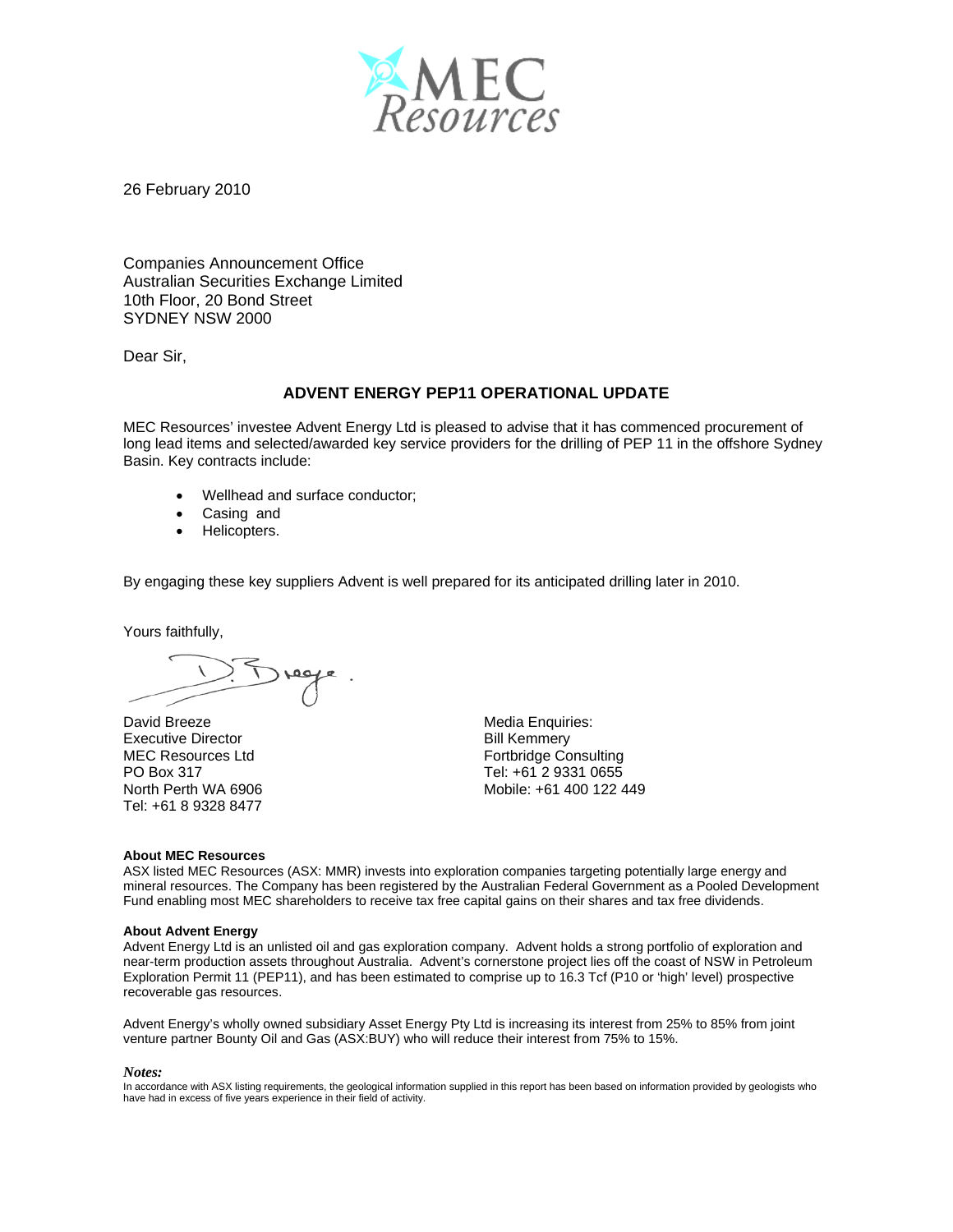26 February 2010

Companies Announcement Office
Australian Securities Exchange Limited
10th Floor, 20 Bond Street
SYDNEY NSW 2000

Dear Sir,

## ADVENT ENERGY PEP11 OPERATIONAL UPDATE

MEC Resources' investee Advent Energy Ltd is pleased to advise that it has commenced procurement of long lead items and selected/awarded key service providers for the drilling of PEP 11 in the offshore Sydney Basin. Key contracts include:

- Wellhead and surface conductor;
- Casing and
- Helicopters.

By engaging these key suppliers Advent is well prepared for its anticipated drilling later in 2010.

Yours faithfully,

David Breeze
Executive Director
MEC Resources Ltd
PO Box 317
North Perth WA 6906
Tel: +61 8 9328 8477

Media Enquiries:
Bill Kemmery
Fortbridge Consulting
Tel: +61 2 9331 0655
Mobile: +61 400 122 449

**About MEC Resources**
ASX listed MEC Resources (ASX: MMR) invests into exploration companies targeting potentially large energy and mineral resources. The Company has been registered by the Australian Federal Government as a Pooled Development Fund enabling most MEC shareholders to receive tax free capital gains on their shares and tax free dividends.

**About Advent Energy**
Advent Energy Ltd is an unlisted oil and gas exploration company. Advent holds a strong portfolio of exploration and near-term production assets throughout Australia. Advent's cornerstone project lies off the coast of NSW in Petroleum Exploration Permit 11 (PEP11), and has been estimated to comprise up to 16.3 Tcf (P10 or 'high' level) prospective recoverable gas resources.

Advent Energy's wholly owned subsidiary Asset Energy Pty Ltd is increasing its interest from 25% to 85% from joint venture partner Bounty Oil and Gas (ASX:BUY) who will reduce their interest from 75% to 15%.

***Notes:***
In accordance with ASX listing requirements, the geological information supplied in this report has been based on information provided by geologists who have had in excess of five years experience in their field of activity.